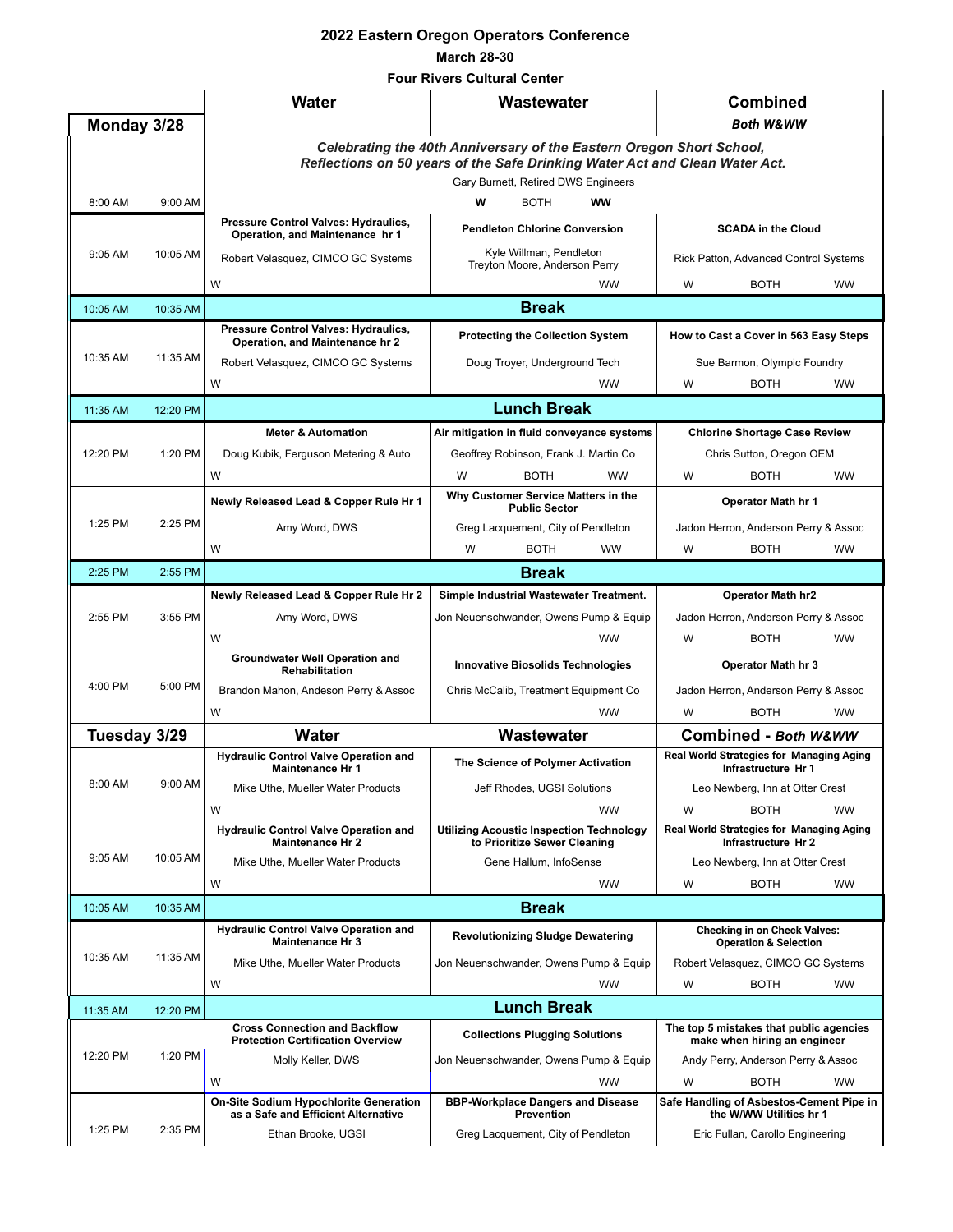# 2022 Eastern Oregon Operators Conference

**March 28-30**

**Four Rivers Cultural Center**

| Monday 3/28 | | Water | Wastewater | Combined *Both W&WW* |
|---|---|---|---|---|
| 8:00 AM | 9:00 AM | ***Celebrating the 40th Anniversary of the Eastern Oregon Short School, Reflections on 50 years of the Safe Drinking Water Act and Clean Water Act.*** Gary Burnett, Retired DWS Engineers — W BOTH WW | | |
| 9:05 AM | 10:05 AM | **Pressure Control Valves: Hydraulics, Operation, and Maintenance hr 1** Robert Velasquez, CIMCO GC Systems — W | **Pendleton Chlorine Conversion** Kyle Willman, Pendleton; Treyton Moore, Anderson Perry — WW | **SCADA in the Cloud** Rick Patton, Advanced Control Systems — W BOTH WW |
| 10:05 AM | 10:35 AM | **Break** | | |
| 10:35 AM | 11:35 AM | **Pressure Control Valves: Hydraulics, Operation, and Maintenance hr 2** Robert Velasquez, CIMCO GC Systems — W | **Protecting the Collection System** Doug Troyer, Underground Tech — WW | **How to Cast a Cover in 563 Easy Steps** Sue Barmon, Olympic Foundry — W BOTH WW |
| 11:35 AM | 12:20 PM | **Lunch Break** | | |
| 12:20 PM | 1:20 PM | **Meter & Automation** Doug Kubik, Ferguson Metering & Auto — W | **Air mitigation in fluid conveyance systems** Geoffrey Robinson, Frank J. Martin Co — W BOTH WW | **Chlorine Shortage Case Review** Chris Sutton, Oregon OEM — W BOTH WW |
| 1:25 PM | 2:25 PM | **Newly Released Lead & Copper Rule Hr 1** Amy Word, DWS — W | **Why Customer Service Matters in the Public Sector** Greg Lacquement, City of Pendleton — W BOTH WW | **Operator Math hr 1** Jadon Herron, Anderson Perry & Assoc — W BOTH WW |
| 2:25 PM | 2:55 PM | **Break** | | |
| 2:55 PM | 3:55 PM | **Newly Released Lead & Copper Rule Hr 2** Amy Word, DWS — W | **Simple Industrial Wastewater Treatment.** Jon Neuenschwander, Owens Pump & Equip — WW | **Operator Math hr2** Jadon Herron, Anderson Perry & Assoc — W BOTH WW |
| 4:00 PM | 5:00 PM | **Groundwater Well Operation and Rehabilitation** Brandon Mahon, Andeson Perry & Assoc — W | **Innovative Biosolids Technologies** Chris McCalib, Treatment Equipment Co — WW | **Operator Math hr 3** Jadon Herron, Anderson Perry & Assoc — W BOTH WW |

| Tuesday 3/29 | | Water | Wastewater | Combined - *Both W&WW* |
|---|---|---|---|---|
| 8:00 AM | 9:00 AM | **Hydraulic Control Valve Operation and Maintenance Hr 1** Mike Uthe, Mueller Water Products — W | **The Science of Polymer Activation** Jeff Rhodes, UGSI Solutions — WW | **Real World Strategies for Managing Aging Infrastructure Hr 1** Leo Newberg, Inn at Otter Crest — W BOTH WW |
| 9:05 AM | 10:05 AM | **Hydraulic Control Valve Operation and Maintenance Hr 2** Mike Uthe, Mueller Water Products — W | **Utilizing Acoustic Inspection Technology to Prioritize Sewer Cleaning** Gene Hallum, InfoSense — WW | **Real World Strategies for Managing Aging Infrastructure Hr 2** Leo Newberg, Inn at Otter Crest — W BOTH WW |
| 10:05 AM | 10:35 AM | **Break** | | |
| 10:35 AM | 11:35 AM | **Hydraulic Control Valve Operation and Maintenance Hr 3** Mike Uthe, Mueller Water Products — W | **Revolutionizing Sludge Dewatering** Jon Neuenschwander, Owens Pump & Equip — WW | **Checking in on Check Valves: Operation & Selection** Robert Velasquez, CIMCO GC Systems — W BOTH WW |
| 11:35 AM | 12:20 PM | **Lunch Break** | | |
| 12:20 PM | 1:20 PM | **Cross Connection and Backflow Protection Certification Overview** Molly Keller, DWS — W | **Collections Plugging Solutions** Jon Neuenschwander, Owens Pump & Equip — WW | **The top 5 mistakes that public agencies make when hiring an engineer** Andy Perry, Anderson Perry & Assoc — W BOTH WW |
| 1:25 PM | 2:35 PM | **On-Site Sodium Hypochlorite Generation as a Safe and Efficient Alternative** Ethan Brooke, UGSI | **BBP-Workplace Dangers and Disease Prevention** Greg Lacquement, City of Pendleton | **Safe Handling of Asbestos-Cement Pipe in the W/WW Utilities hr 1** Eric Fullan, Carollo Engineering |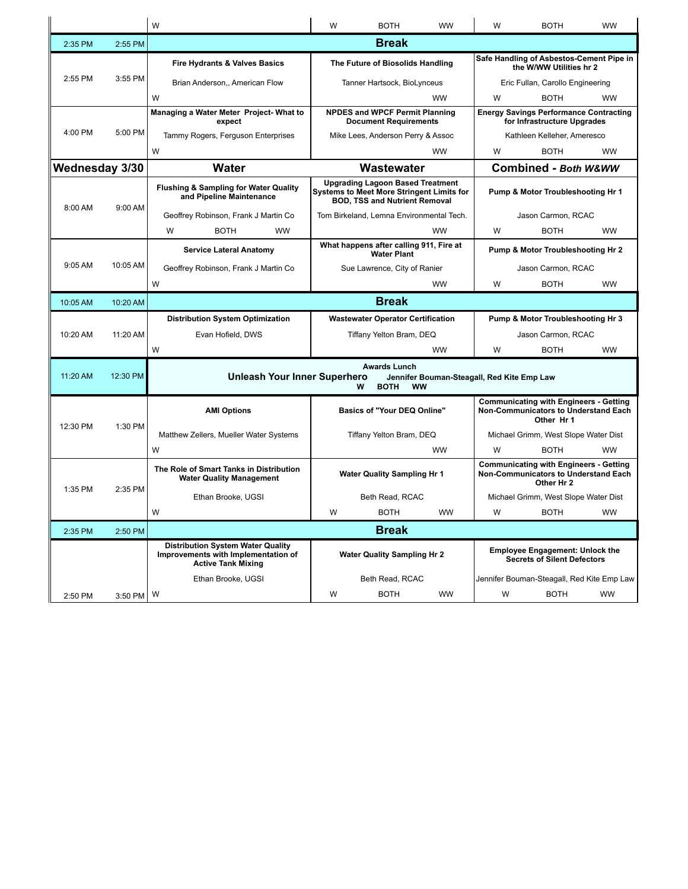| | | | | |
|---|---|---|---|---|
| | | W | W BOTH WW | W BOTH WW |
| 2:35 PM | 2:55 PM | **Break** | | |
| 2:55 PM | 3:55 PM | **Fire Hydrants & Valves Basics**<br>Brian Anderson,, American Flow<br>W | **The Future of Biosolids Handling**<br>Tanner Hartsock, BioLynceus<br>WW | **Safe Handling of Asbestos-Cement Pipe in the W/WW Utilities hr 2**<br>Eric Fullan, Carollo Engineering<br>W BOTH WW |
| 4:00 PM | 5:00 PM | **Managing a Water Meter Project- What to expect**<br>Tammy Rogers, Ferguson Enterprises<br>W | **NPDES and WPCF Permit Planning Document Requirements**<br>Mike Lees, Anderson Perry & Assoc<br>WW | **Energy Savings Performance Contracting for Infrastructure Upgrades**<br>Kathleen Kelleher, Ameresco<br>W BOTH WW |
| **Wednesday 3/30** | | **Water** | **Wastewater** | **Combined - *Both W&WW*** |
| 8:00 AM | 9:00 AM | **Flushing & Sampling for Water Quality and Pipeline Maintenance**<br>Geoffrey Robinson, Frank J Martin Co<br>W BOTH WW | **Upgrading Lagoon Based Treatment Systems to Meet More Stringent Limits for BOD, TSS and Nutrient Removal**<br>Tom Birkeland, Lemna Environmental Tech.<br>WW | **Pump & Motor Troubleshooting Hr 1**<br>Jason Carmon, RCAC<br>W BOTH WW |
| 9:05 AM | 10:05 AM | **Service Lateral Anatomy**<br>Geoffrey Robinson, Frank J Martin Co<br>W | **What happens after calling 911, Fire at Water Plant**<br>Sue Lawrence, City of Ranier<br>WW | **Pump & Motor Troubleshooting Hr 2**<br>Jason Carmon, RCAC<br>W BOTH WW |
| 10:05 AM | 10:20 AM | **Break** | | |
| 10:20 AM | 11:20 AM | **Distribution System Optimization**<br>Evan Hofield, DWS<br>W | **Wastewater Operator Certification**<br>Tiffany Yelton Bram, DEQ<br>WW | **Pump & Motor Troubleshooting Hr 3**<br>Jason Carmon, RCAC<br>W BOTH WW |
| 11:20 AM | 12:30 PM | **Awards Lunch**<br>**Unleash Your Inner Superhero** **Jennifer Bouman-Steagall, Red Kite Emp Law**<br>**W BOTH WW** | | |
| 12:30 PM | 1:30 PM | **AMI Options**<br>Matthew Zellers, Mueller Water Systems<br>W | **Basics of "Your DEQ Online"**<br>Tiffany Yelton Bram, DEQ<br>WW | **Communicating with Engineers - Getting Non-Communicators to Understand Each Other Hr 1**<br>Michael Grimm, West Slope Water Dist<br>W BOTH WW |
| 1:35 PM | 2:35 PM | **The Role of Smart Tanks in Distribution Water Quality Management**<br>Ethan Brooke, UGSI<br>W | **Water Quality Sampling Hr 1**<br>Beth Read, RCAC<br>W BOTH WW | **Communicating with Engineers - Getting Non-Communicators to Understand Each Other Hr 2**<br>Michael Grimm, West Slope Water Dist<br>W BOTH WW |
| 2:35 PM | 2:50 PM | **Break** | | |
| 2:50 PM | 3:50 PM | **Distribution System Water Quality Improvements with Implementation of Active Tank Mixing**<br>Ethan Brooke, UGSI<br>W | **Water Quality Sampling Hr 2**<br>Beth Read, RCAC<br>W BOTH WW | **Employee Engagement: Unlock the Secrets of Silent Defectors**<br>Jennifer Bouman-Steagall, Red Kite Emp Law<br>W BOTH WW |